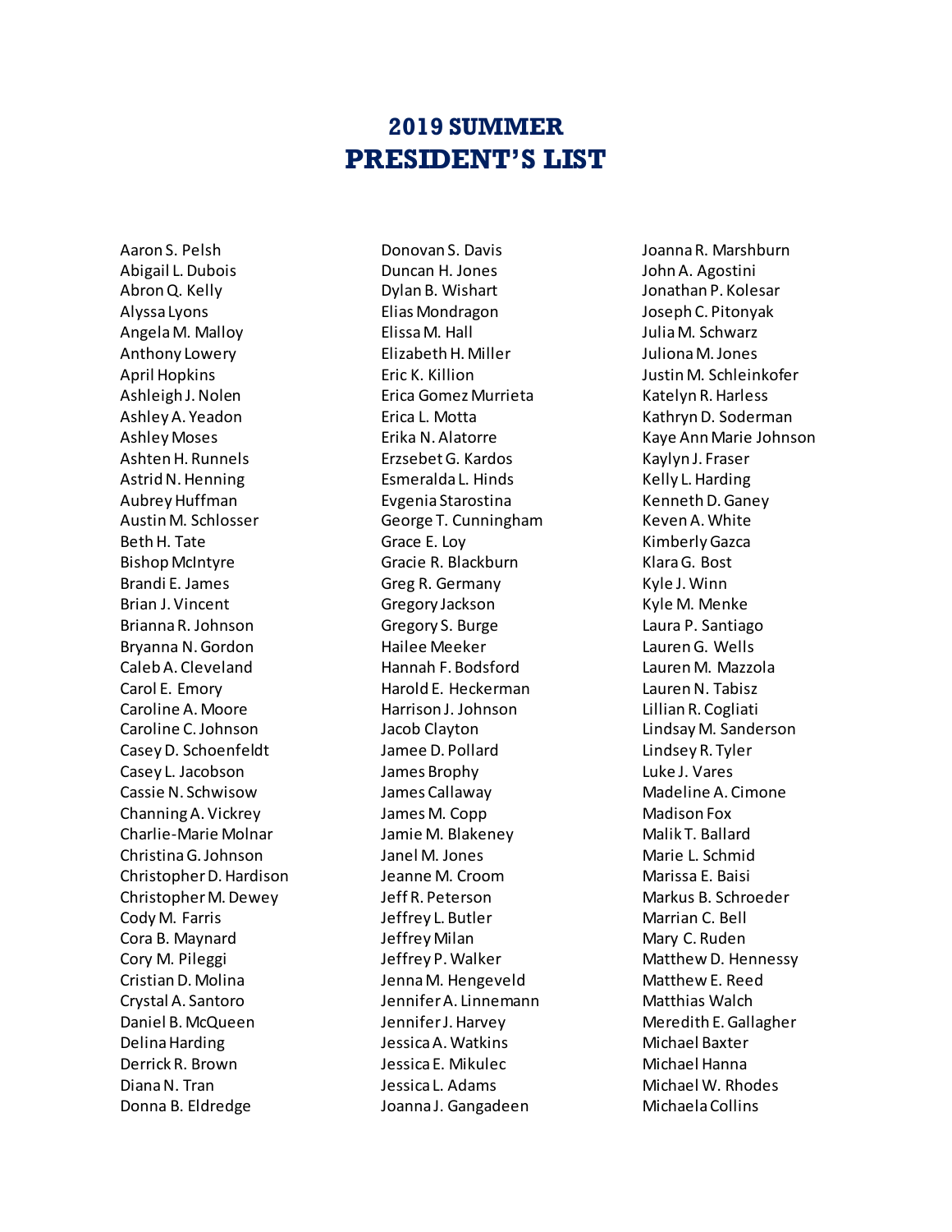# 2019 SUMMER PRESIDENT'S LIST

Aaron S. Pelsh
Abigail L. Dubois
Abron Q. Kelly
Alyssa Lyons
Angela M. Malloy
Anthony Lowery
April Hopkins
Ashleigh J. Nolen
Ashley A. Yeadon
Ashley Moses
Ashten H. Runnels
Astrid N. Henning
Aubrey Huffman
Austin M. Schlosser
Beth H. Tate
Bishop McIntyre
Brandi E. James
Brian J. Vincent
Brianna R. Johnson
Bryanna N. Gordon
Caleb A. Cleveland
Carol E. Emory
Caroline A. Moore
Caroline C. Johnson
Casey D. Schoenfeldt
Casey L. Jacobson
Cassie N. Schwisow
Channing A. Vickrey
Charlie-Marie Molnar
Christina G. Johnson
Christopher D. Hardison
Christopher M. Dewey
Cody M. Farris
Cora B. Maynard
Cory M. Pileggi
Cristian D. Molina
Crystal A. Santoro
Daniel B. McQueen
Delina Harding
Derrick R. Brown
Diana N. Tran
Donna B. Eldredge
Donovan S. Davis
Duncan H. Jones
Dylan B. Wishart
Elias Mondragon
Elissa M. Hall
Elizabeth H. Miller
Eric K. Killion
Erica Gomez Murrieta
Erica L. Motta
Erika N. Alatorre
Erzsebet G. Kardos
Esmeralda L. Hinds
Evgenia Starostina
George T. Cunningham
Grace E. Loy
Gracie R. Blackburn
Greg R. Germany
Gregory Jackson
Gregory S. Burge
Hailee Meeker
Hannah F. Bodsford
Harold E. Heckerman
Harrison J. Johnson
Jacob Clayton
Jamee D. Pollard
James Brophy
James Callaway
James M. Copp
Jamie M. Blakeney
Janel M. Jones
Jeanne M. Croom
Jeff R. Peterson
Jeffrey L. Butler
Jeffrey Milan
Jeffrey P. Walker
Jenna M. Hengeveld
Jennifer A. Linnemann
Jennifer J. Harvey
Jessica A. Watkins
Jessica E. Mikulec
Jessica L. Adams
Joanna J. Gangadeen
Joanna R. Marshburn
John A. Agostini
Jonathan P. Kolesar
Joseph C. Pitonyak
Julia M. Schwarz
Juliona M. Jones
Justin M. Schleinkofer
Katelyn R. Harless
Kathryn D. Soderman
Kaye Ann Marie Johnson
Kaylyn J. Fraser
Kelly L. Harding
Kenneth D. Ganey
Keven A. White
Kimberly Gazca
Klara G. Bost
Kyle J. Winn
Kyle M. Menke
Laura P. Santiago
Lauren G. Wells
Lauren M. Mazzola
Lauren N. Tabisz
Lillian R. Cogliati
Lindsay M. Sanderson
Lindsey R. Tyler
Luke J. Vares
Madeline A. Cimone
Madison Fox
Malik T. Ballard
Marie L. Schmid
Marissa E. Baisi
Markus B. Schroeder
Marrian C. Bell
Mary C. Ruden
Matthew D. Hennessy
Matthew E. Reed
Matthias Walch
Meredith E. Gallagher
Michael Baxter
Michael Hanna
Michael W. Rhodes
Michaela Collins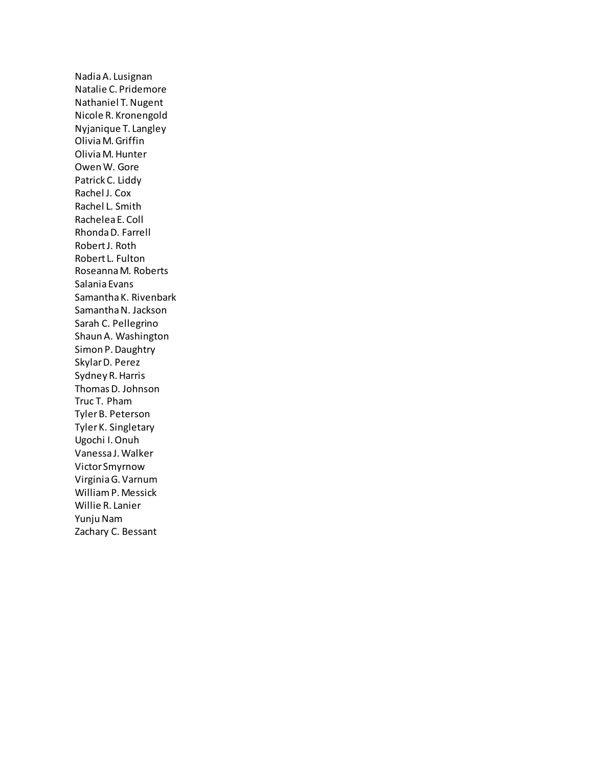Nadia A. Lusignan
Natalie C. Pridemore
Nathaniel T. Nugent
Nicole R. Kronengold
Nyjanique T. Langley
Olivia M. Griffin
Olivia M. Hunter
Owen W. Gore
Patrick C. Liddy
Rachel J. Cox
Rachel L. Smith
Rachelea E. Coll
Rhonda D. Farrell
Robert J. Roth
Robert L. Fulton
Roseanna M. Roberts
Salania Evans
Samantha K. Rivenbark
Samantha N. Jackson
Sarah C. Pellegrino
Shaun A. Washington
Simon P. Daughtry
Skylar D. Perez
Sydney R. Harris
Thomas D. Johnson
Truc T. Pham
Tyler B. Peterson
Tyler K. Singletary
Ugochi I. Onuh
Vanessa J. Walker
Victor Smyrnow
Virginia G. Varnum
William P. Messick
Willie R. Lanier
Yunju Nam
Zachary C. Bessant